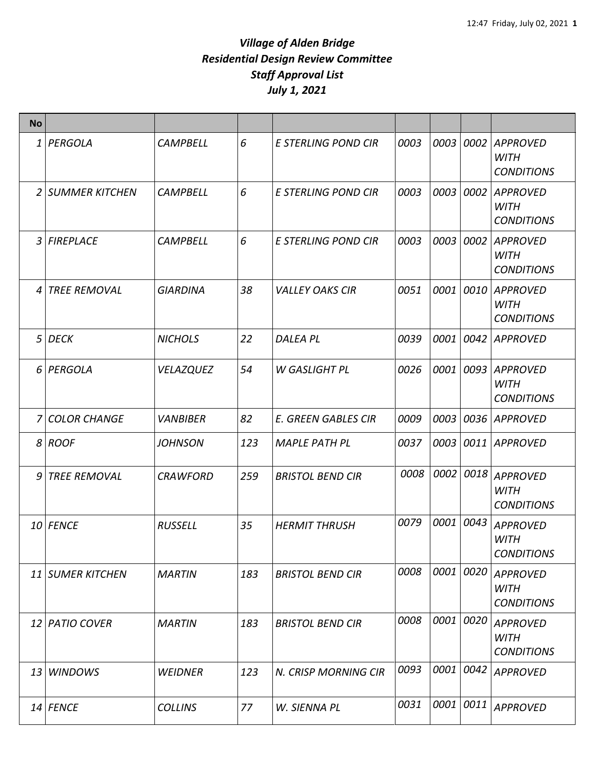# *Village of Alden Bridge*
# *Residential Design Review Committee*
# *Staff Approval List*
# *July 1, 2021*

| No | | | | | | | | |
|---|---|---|---|---|---|---|---|---|
| 1 | PERGOLA | CAMPBELL | 6 | E STERLING POND CIR | 0003 | 0003 | 0002 | APPROVED WITH CONDITIONS |
| 2 | SUMMER KITCHEN | CAMPBELL | 6 | E STERLING POND CIR | 0003 | 0003 | 0002 | APPROVED WITH CONDITIONS |
| 3 | FIREPLACE | CAMPBELL | 6 | E STERLING POND CIR | 0003 | 0003 | 0002 | APPROVED WITH CONDITIONS |
| 4 | TREE REMOVAL | GIARDINA | 38 | VALLEY OAKS CIR | 0051 | 0001 | 0010 | APPROVED WITH CONDITIONS |
| 5 | DECK | NICHOLS | 22 | DALEA PL | 0039 | 0001 | 0042 | APPROVED |
| 6 | PERGOLA | VELAZQUEZ | 54 | W GASLIGHT PL | 0026 | 0001 | 0093 | APPROVED WITH CONDITIONS |
| 7 | COLOR CHANGE | VANBIBER | 82 | E. GREEN GABLES CIR | 0009 | 0003 | 0036 | APPROVED |
| 8 | ROOF | JOHNSON | 123 | MAPLE PATH PL | 0037 | 0003 | 0011 | APPROVED |
| 9 | TREE REMOVAL | CRAWFORD | 259 | BRISTOL BEND CIR | 0008 | 0002 | 0018 | APPROVED WITH CONDITIONS |
| 10 | FENCE | RUSSELL | 35 | HERMIT THRUSH | 0079 | 0001 | 0043 | APPROVED WITH CONDITIONS |
| 11 | SUMER KITCHEN | MARTIN | 183 | BRISTOL BEND CIR | 0008 | 0001 | 0020 | APPROVED WITH CONDITIONS |
| 12 | PATIO COVER | MARTIN | 183 | BRISTOL BEND CIR | 0008 | 0001 | 0020 | APPROVED WITH CONDITIONS |
| 13 | WINDOWS | WEIDNER | 123 | N. CRISP MORNING CIR | 0093 | 0001 | 0042 | APPROVED |
| 14 | FENCE | COLLINS | 77 | W. SIENNA PL | 0031 | 0001 | 0011 | APPROVED |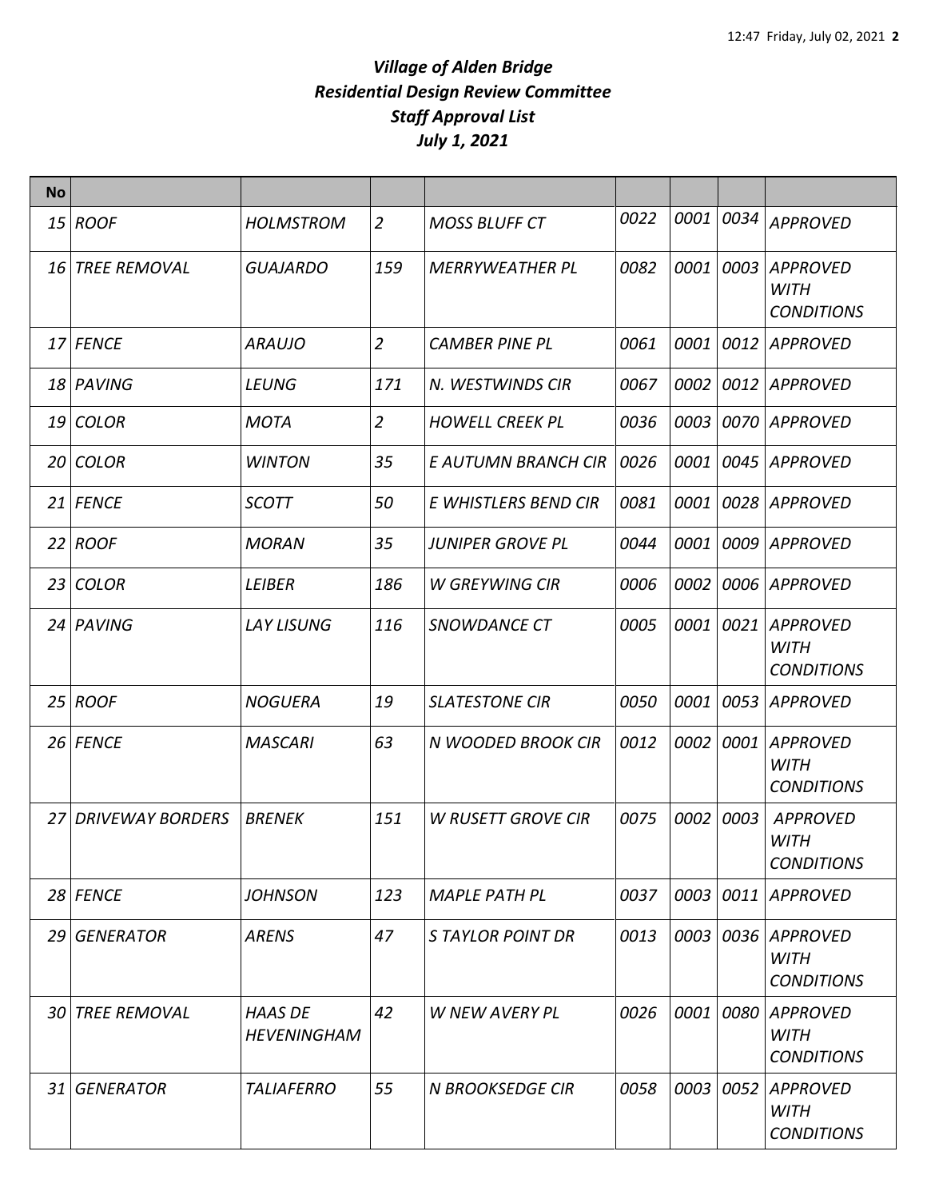# *Village of Alden Bridge*
# *Residential Design Review Committee*
# *Staff Approval List*
# *July 1, 2021*

| No | | | | | | | | |
|---|---|---|---|---|---|---|---|---|
| 15 | ROOF | HOLMSTROM | 2 | MOSS BLUFF CT | 0022 | 0001 | 0034 | APPROVED |
| 16 | TREE REMOVAL | GUAJARDO | 159 | MERRYWEATHER PL | 0082 | 0001 | 0003 | APPROVED WITH CONDITIONS |
| 17 | FENCE | ARAUJO | 2 | CAMBER PINE PL | 0061 | 0001 | 0012 | APPROVED |
| 18 | PAVING | LEUNG | 171 | N. WESTWINDS CIR | 0067 | 0002 | 0012 | APPROVED |
| 19 | COLOR | MOTA | 2 | HOWELL CREEK PL | 0036 | 0003 | 0070 | APPROVED |
| 20 | COLOR | WINTON | 35 | E AUTUMN BRANCH CIR | 0026 | 0001 | 0045 | APPROVED |
| 21 | FENCE | SCOTT | 50 | E WHISTLERS BEND CIR | 0081 | 0001 | 0028 | APPROVED |
| 22 | ROOF | MORAN | 35 | JUNIPER GROVE PL | 0044 | 0001 | 0009 | APPROVED |
| 23 | COLOR | LEIBER | 186 | W GREYWING CIR | 0006 | 0002 | 0006 | APPROVED |
| 24 | PAVING | LAY LISUNG | 116 | SNOWDANCE CT | 0005 | 0001 | 0021 | APPROVED WITH CONDITIONS |
| 25 | ROOF | NOGUERA | 19 | SLATESTONE CIR | 0050 | 0001 | 0053 | APPROVED |
| 26 | FENCE | MASCARI | 63 | N WOODED BROOK CIR | 0012 | 0002 | 0001 | APPROVED WITH CONDITIONS |
| 27 | DRIVEWAY BORDERS | BRENEK | 151 | W RUSETT GROVE CIR | 0075 | 0002 | 0003 | APPROVED WITH CONDITIONS |
| 28 | FENCE | JOHNSON | 123 | MAPLE PATH PL | 0037 | 0003 | 0011 | APPROVED |
| 29 | GENERATOR | ARENS | 47 | S TAYLOR POINT DR | 0013 | 0003 | 0036 | APPROVED WITH CONDITIONS |
| 30 | TREE REMOVAL | HAAS DE HEVENINGHAM | 42 | W NEW AVERY PL | 0026 | 0001 | 0080 | APPROVED WITH CONDITIONS |
| 31 | GENERATOR | TALIAFERRO | 55 | N BROOKSEDGE CIR | 0058 | 0003 | 0052 | APPROVED WITH CONDITIONS |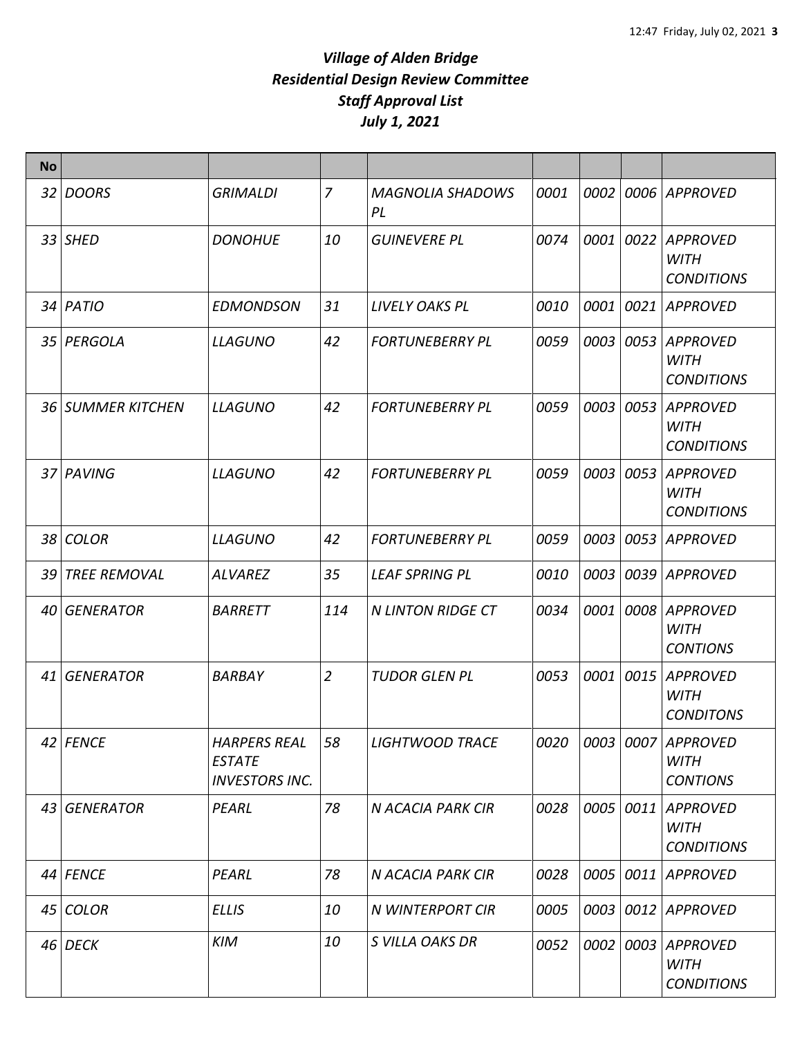# *Village of Alden Bridge*
## *Residential Design Review Committee*
## *Staff Approval List*
## *July 1, 2021*

| No | | | | | | | | |
|---|---|---|---|---|---|---|---|---|
| 32 | *DOORS* | *GRIMALDI* | *7* | *MAGNOLIA SHADOWS PL* | *0001* | *0002* | *0006* | *APPROVED* |
| 33 | *SHED* | *DONOHUE* | *10* | *GUINEVERE PL* | *0074* | *0001* | *0022* | *APPROVED WITH CONDITIONS* |
| 34 | *PATIO* | *EDMONDSON* | *31* | *LIVELY OAKS PL* | *0010* | *0001* | *0021* | *APPROVED* |
| 35 | *PERGOLA* | *LLAGUNO* | *42* | *FORTUNEBERRY PL* | *0059* | *0003* | *0053* | *APPROVED WITH CONDITIONS* |
| 36 | *SUMMER KITCHEN* | *LLAGUNO* | *42* | *FORTUNEBERRY PL* | *0059* | *0003* | *0053* | *APPROVED WITH CONDITIONS* |
| 37 | *PAVING* | *LLAGUNO* | *42* | *FORTUNEBERRY PL* | *0059* | *0003* | *0053* | *APPROVED WITH CONDITIONS* |
| 38 | *COLOR* | *LLAGUNO* | *42* | *FORTUNEBERRY PL* | *0059* | *0003* | *0053* | *APPROVED* |
| 39 | *TREE REMOVAL* | *ALVAREZ* | *35* | *LEAF SPRING PL* | *0010* | *0003* | *0039* | *APPROVED* |
| 40 | *GENERATOR* | *BARRETT* | *114* | *N LINTON RIDGE CT* | *0034* | *0001* | *0008* | *APPROVED WITH CONTIONS* |
| 41 | *GENERATOR* | *BARBAY* | *2* | *TUDOR GLEN PL* | *0053* | *0001* | *0015* | *APPROVED WITH CONDITONS* |
| 42 | *FENCE* | *HARPERS REAL ESTATE INVESTORS INC.* | *58* | *LIGHTWOOD TRACE* | *0020* | *0003* | *0007* | *APPROVED WITH CONTIONS* |
| 43 | *GENERATOR* | *PEARL* | *78* | *N ACACIA PARK CIR* | *0028* | *0005* | *0011* | *APPROVED WITH CONDITIONS* |
| 44 | *FENCE* | *PEARL* | *78* | *N ACACIA PARK CIR* | *0028* | *0005* | *0011* | *APPROVED* |
| 45 | *COLOR* | *ELLIS* | *10* | *N WINTERPORT CIR* | *0005* | *0003* | *0012* | *APPROVED* |
| 46 | *DECK* | *KIM* | *10* | *S VILLA OAKS DR* | *0052* | *0002* | *0003* | *APPROVED WITH CONDITIONS* |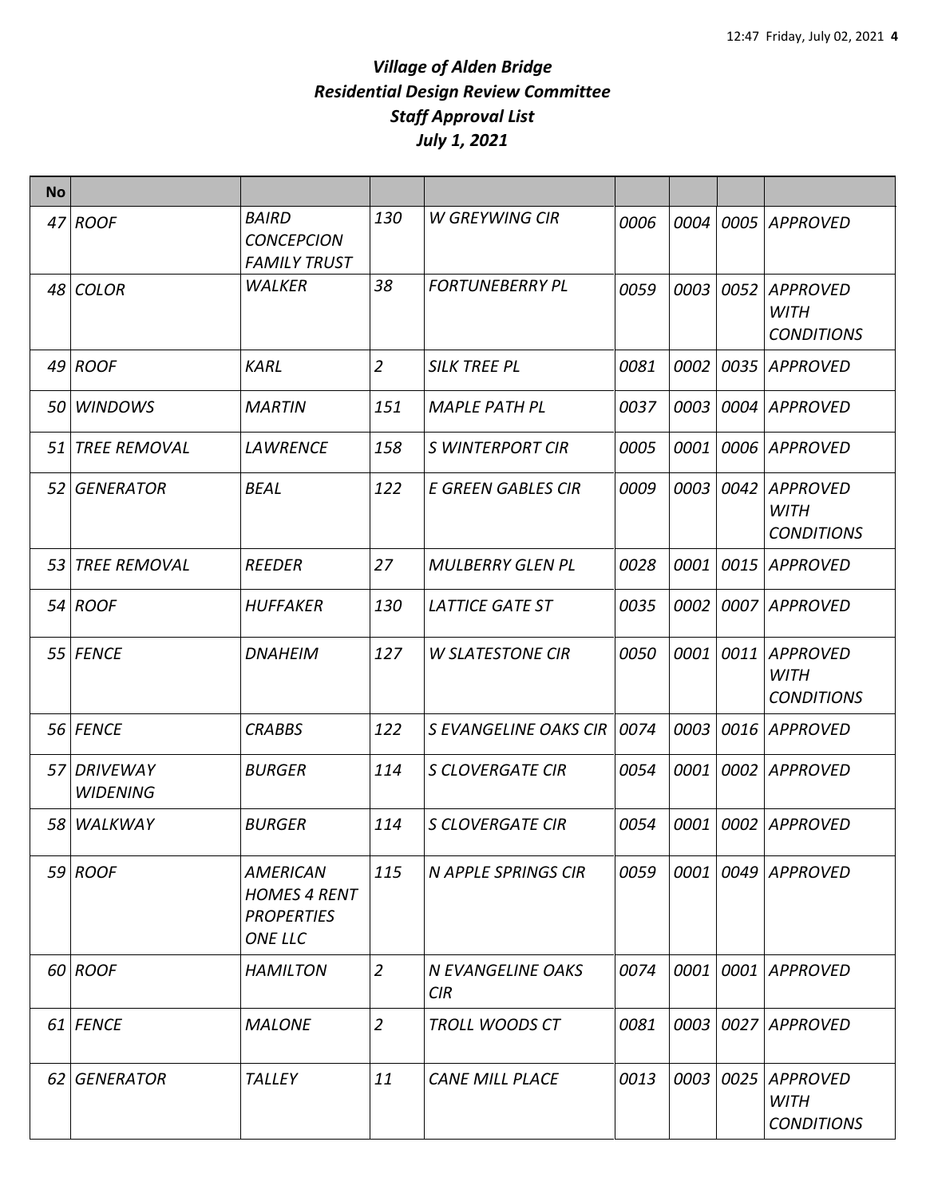# *Village of Alden Bridge*
# *Residential Design Review Committee*
# *Staff Approval List*
# *July 1, 2021*

| No | | | | | | | | |
|---|---|---|---|---|---|---|---|---|
| 47 | ROOF | BAIRD CONCEPCION FAMILY TRUST | 130 | W GREYWING CIR | 0006 | 0004 | 0005 | APPROVED |
| 48 | COLOR | WALKER | 38 | FORTUNEBERRY PL | 0059 | 0003 | 0052 | APPROVED WITH CONDITIONS |
| 49 | ROOF | KARL | 2 | SILK TREE PL | 0081 | 0002 | 0035 | APPROVED |
| 50 | WINDOWS | MARTIN | 151 | MAPLE PATH PL | 0037 | 0003 | 0004 | APPROVED |
| 51 | TREE REMOVAL | LAWRENCE | 158 | S WINTERPORT CIR | 0005 | 0001 | 0006 | APPROVED |
| 52 | GENERATOR | BEAL | 122 | E GREEN GABLES CIR | 0009 | 0003 | 0042 | APPROVED WITH CONDITIONS |
| 53 | TREE REMOVAL | REEDER | 27 | MULBERRY GLEN PL | 0028 | 0001 | 0015 | APPROVED |
| 54 | ROOF | HUFFAKER | 130 | LATTICE GATE ST | 0035 | 0002 | 0007 | APPROVED |
| 55 | FENCE | DNAHEIM | 127 | W SLATESTONE CIR | 0050 | 0001 | 0011 | APPROVED WITH CONDITIONS |
| 56 | FENCE | CRABBS | 122 | S EVANGELINE OAKS CIR | 0074 | 0003 | 0016 | APPROVED |
| 57 | DRIVEWAY WIDENING | BURGER | 114 | S CLOVERGATE CIR | 0054 | 0001 | 0002 | APPROVED |
| 58 | WALKWAY | BURGER | 114 | S CLOVERGATE CIR | 0054 | 0001 | 0002 | APPROVED |
| 59 | ROOF | AMERICAN HOMES 4 RENT PROPERTIES ONE LLC | 115 | N APPLE SPRINGS CIR | 0059 | 0001 | 0049 | APPROVED |
| 60 | ROOF | HAMILTON | 2 | N EVANGELINE OAKS CIR | 0074 | 0001 | 0001 | APPROVED |
| 61 | FENCE | MALONE | 2 | TROLL WOODS CT | 0081 | 0003 | 0027 | APPROVED |
| 62 | GENERATOR | TALLEY | 11 | CANE MILL PLACE | 0013 | 0003 | 0025 | APPROVED WITH CONDITIONS |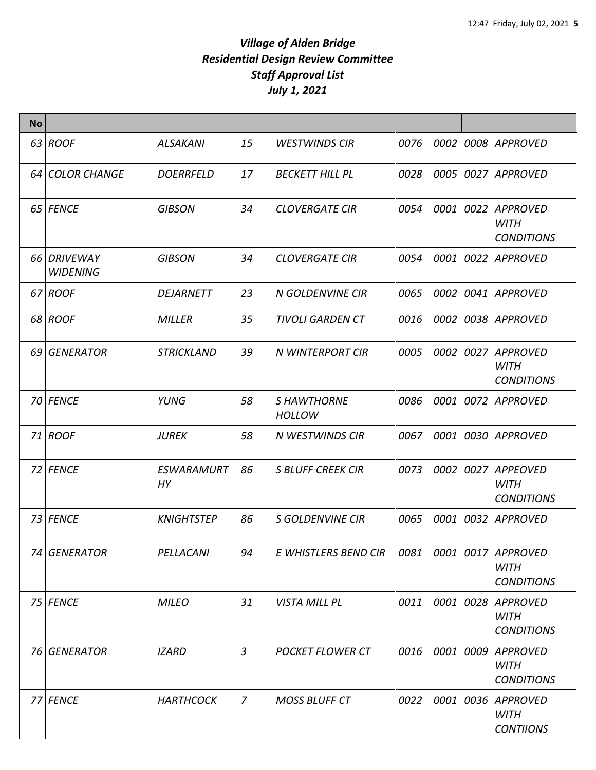# *Village of Alden Bridge*
# *Residential Design Review Committee*
# *Staff Approval List*
# *July 1, 2021*

| No | | | | | | | | |
|---|---|---|---|---|---|---|---|---|
| 63 | ROOF | ALSAKANI | 15 | WESTWINDS CIR | 0076 | 0002 | 0008 | APPROVED |
| 64 | COLOR CHANGE | DOERRFELD | 17 | BECKETT HILL PL | 0028 | 0005 | 0027 | APPROVED |
| 65 | FENCE | GIBSON | 34 | CLOVERGATE CIR | 0054 | 0001 | 0022 | APPROVED WITH CONDITIONS |
| 66 | DRIVEWAY WIDENING | GIBSON | 34 | CLOVERGATE CIR | 0054 | 0001 | 0022 | APPROVED |
| 67 | ROOF | DEJARNETT | 23 | N GOLDENVINE CIR | 0065 | 0002 | 0041 | APPROVED |
| 68 | ROOF | MILLER | 35 | TIVOLI GARDEN CT | 0016 | 0002 | 0038 | APPROVED |
| 69 | GENERATOR | STRICKLAND | 39 | N WINTERPORT CIR | 0005 | 0002 | 0027 | APPROVED WITH CONDITIONS |
| 70 | FENCE | YUNG | 58 | S HAWTHORNE HOLLOW | 0086 | 0001 | 0072 | APPROVED |
| 71 | ROOF | JUREK | 58 | N WESTWINDS CIR | 0067 | 0001 | 0030 | APPROVED |
| 72 | FENCE | ESWARAMURTHY | 86 | S BLUFF CREEK CIR | 0073 | 0002 | 0027 | APPEOVED WITH CONDITIONS |
| 73 | FENCE | KNIGHTSTEP | 86 | S GOLDENVINE CIR | 0065 | 0001 | 0032 | APPROVED |
| 74 | GENERATOR | PELLACANI | 94 | E WHISTLERS BEND CIR | 0081 | 0001 | 0017 | APPROVED WITH CONDITIONS |
| 75 | FENCE | MILEO | 31 | VISTA MILL PL | 0011 | 0001 | 0028 | APPROVED WITH CONDITIONS |
| 76 | GENERATOR | IZARD | 3 | POCKET FLOWER CT | 0016 | 0001 | 0009 | APPROVED WITH CONDITIONS |
| 77 | FENCE | HARTHCOCK | 7 | MOSS BLUFF CT | 0022 | 0001 | 0036 | APPROVED WITH CONTIIONS |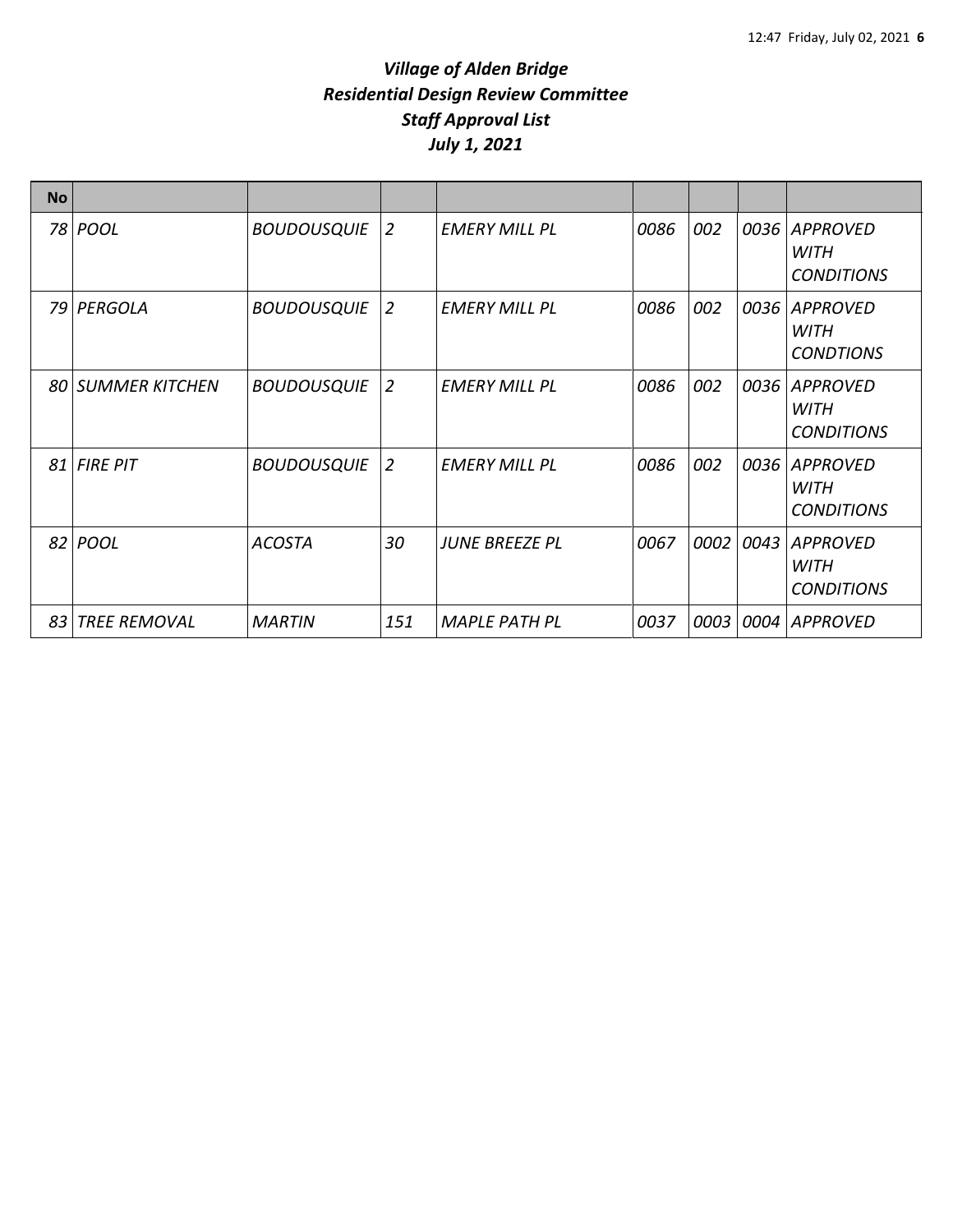# *Village of Alden Bridge*
# *Residential Design Review Committee*
# *Staff Approval List*
# *July 1, 2021*

| No | | | | | | | | |
|---|---|---|---|---|---|---|---|---|
| 78 | POOL | BOUDOUSQUIE | 2 | EMERY MILL PL | 0086 | 002 | 0036 | APPROVED WITH CONDITIONS |
| 79 | PERGOLA | BOUDOUSQUIE | 2 | EMERY MILL PL | 0086 | 002 | 0036 | APPROVED WITH CONDTIONS |
| 80 | SUMMER KITCHEN | BOUDOUSQUIE | 2 | EMERY MILL PL | 0086 | 002 | 0036 | APPROVED WITH CONDITIONS |
| 81 | FIRE PIT | BOUDOUSQUIE | 2 | EMERY MILL PL | 0086 | 002 | 0036 | APPROVED WITH CONDITIONS |
| 82 | POOL | ACOSTA | 30 | JUNE BREEZE PL | 0067 | 0002 | 0043 | APPROVED WITH CONDITIONS |
| 83 | TREE REMOVAL | MARTIN | 151 | MAPLE PATH PL | 0037 | 0003 | 0004 | APPROVED |